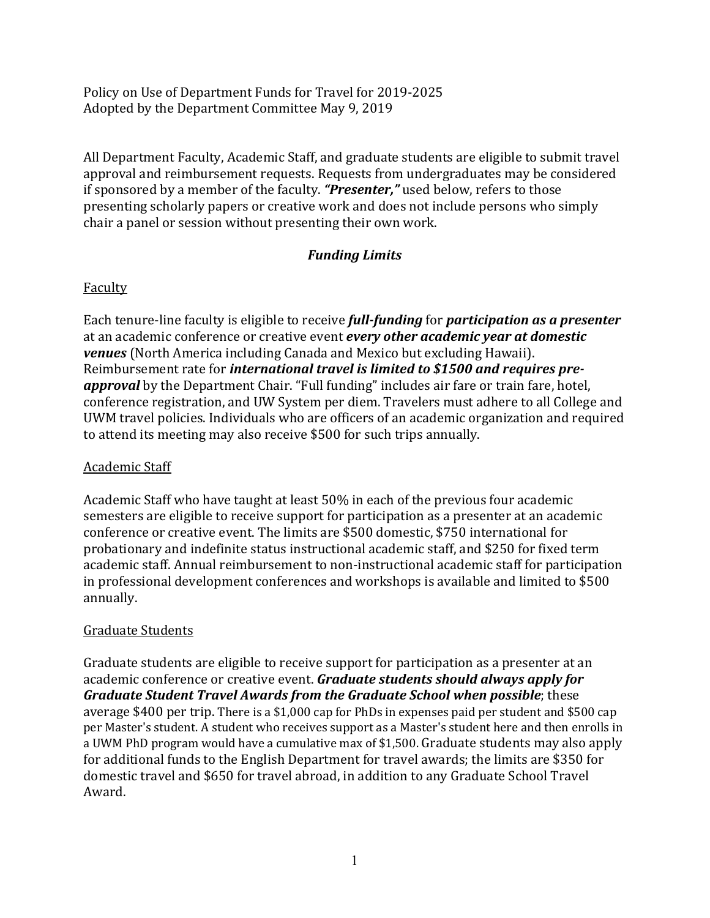Policy on Use of Department Funds for Travel for 2019-2025
Adopted by the Department Committee May 9, 2019

All Department Faculty, Academic Staff, and graduate students are eligible to submit travel approval and reimbursement requests. Requests from undergraduates may be considered if sponsored by a member of the faculty. ***"Presenter,"*** used below, refers to those presenting scholarly papers or creative work and does not include persons who simply chair a panel or session without presenting their own work.

## ***Funding Limits***

### Faculty

Each tenure-line faculty is eligible to receive ***full-funding*** for ***participation as a presenter*** at an academic conference or creative event ***every other academic year at domestic venues*** (North America including Canada and Mexico but excluding Hawaii). Reimbursement rate for ***international travel is limited to $1500 and requires pre-approval*** by the Department Chair. "Full funding" includes air fare or train fare, hotel, conference registration, and UW System per diem. Travelers must adhere to all College and UWM travel policies. Individuals who are officers of an academic organization and required to attend its meeting may also receive $500 for such trips annually.

### Academic Staff

Academic Staff who have taught at least 50% in each of the previous four academic semesters are eligible to receive support for participation as a presenter at an academic conference or creative event. The limits are $500 domestic, $750 international for probationary and indefinite status instructional academic staff, and $250 for fixed term academic staff. Annual reimbursement to non-instructional academic staff for participation in professional development conferences and workshops is available and limited to $500 annually.

### Graduate Students

Graduate students are eligible to receive support for participation as a presenter at an academic conference or creative event. ***Graduate students should always apply for Graduate Student Travel Awards from the Graduate School when possible***; these average $400 per trip. There is a $1,000 cap for PhDs in expenses paid per student and $500 cap per Master's student. A student who receives support as a Master's student here and then enrolls in a UWM PhD program would have a cumulative max of $1,500. Graduate students may also apply for additional funds to the English Department for travel awards; the limits are $350 for domestic travel and $650 for travel abroad, in addition to any Graduate School Travel Award.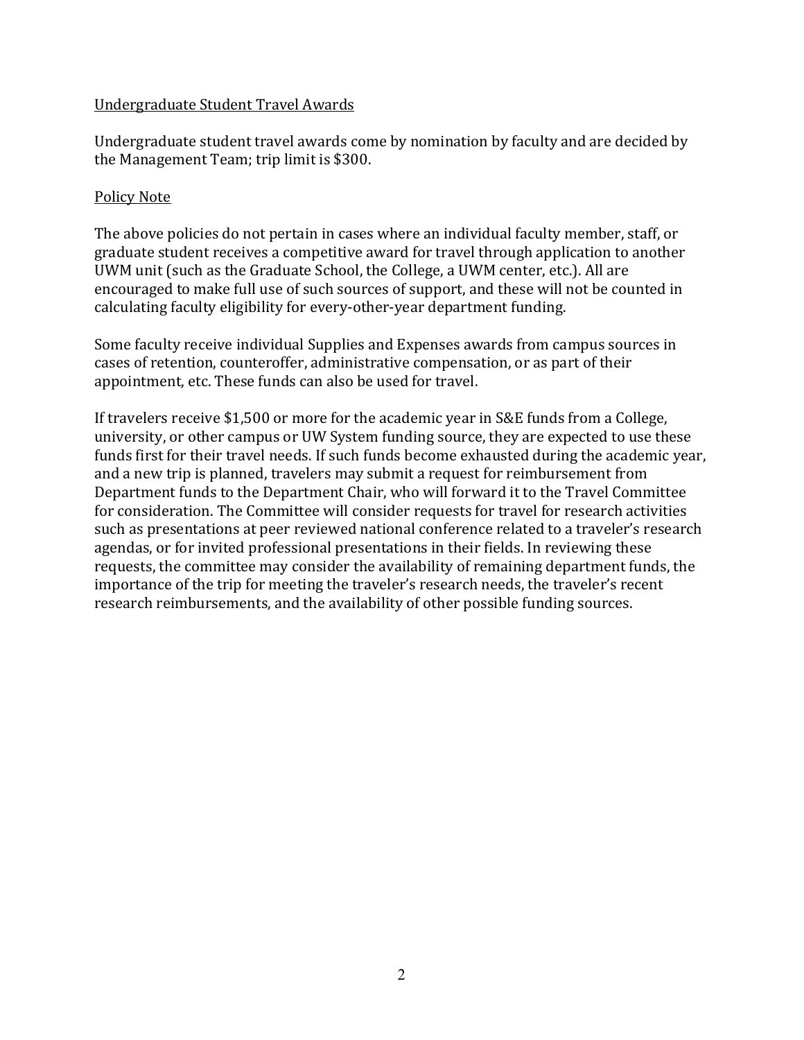Undergraduate Student Travel Awards

Undergraduate student travel awards come by nomination by faculty and are decided by the Management Team; trip limit is $300.

Policy Note

The above policies do not pertain in cases where an individual faculty member, staff, or graduate student receives a competitive award for travel through application to another UWM unit (such as the Graduate School, the College, a UWM center, etc.). All are encouraged to make full use of such sources of support, and these will not be counted in calculating faculty eligibility for every-other-year department funding.

Some faculty receive individual Supplies and Expenses awards from campus sources in cases of retention, counteroffer, administrative compensation, or as part of their appointment, etc. These funds can also be used for travel.

If travelers receive $1,500 or more for the academic year in S&E funds from a College, university, or other campus or UW System funding source, they are expected to use these funds first for their travel needs. If such funds become exhausted during the academic year, and a new trip is planned, travelers may submit a request for reimbursement from Department funds to the Department Chair, who will forward it to the Travel Committee for consideration. The Committee will consider requests for travel for research activities such as presentations at peer reviewed national conference related to a traveler's research agendas, or for invited professional presentations in their fields. In reviewing these requests, the committee may consider the availability of remaining department funds, the importance of the trip for meeting the traveler's research needs, the traveler's recent research reimbursements, and the availability of other possible funding sources.